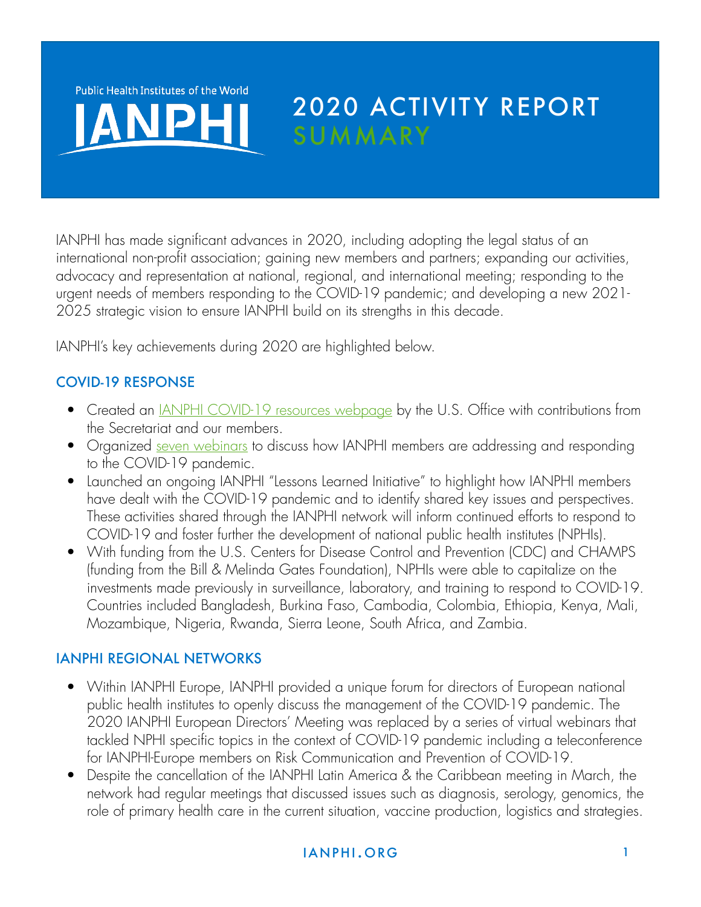Public Health Institutes of the World

IANPHI

# 2020 ACTIVITY REPORT SUMMARY

IANPHI has made significant advances in 2020, including adopting the legal status of an international non-profit association; gaining new members and partners; expanding our activities, advocacy and representation at national, regional, and international meeting; responding to the urgent needs of members responding to the COVID-19 pandemic; and developing a new 2021-2025 strategic vision to ensure IANPHI build on its strengths in this decade.

IANPHI's key achievements during 2020 are highlighted below.

## COVID-19 RESPONSE

- Created an IANPHI COVID-19 resources webpage by the U.S. Office with contributions from the Secretariat and our members.
- Organized seven webinars to discuss how IANPHI members are addressing and responding to the COVID-19 pandemic.
- Launched an ongoing IANPHI "Lessons Learned Initiative" to highlight how IANPHI members have dealt with the COVID-19 pandemic and to identify shared key issues and perspectives. These activities shared through the IANPHI network will inform continued efforts to respond to COVID-19 and foster further the development of national public health institutes (NPHIs).
- With funding from the U.S. Centers for Disease Control and Prevention (CDC) and CHAMPS (funding from the Bill & Melinda Gates Foundation), NPHIs were able to capitalize on the investments made previously in surveillance, laboratory, and training to respond to COVID-19. Countries included Bangladesh, Burkina Faso, Cambodia, Colombia, Ethiopia, Kenya, Mali, Mozambique, Nigeria, Rwanda, Sierra Leone, South Africa, and Zambia.

## IANPHI REGIONAL NETWORKS

- Within IANPHI Europe, IANPHI provided a unique forum for directors of European national public health institutes to openly discuss the management of the COVID-19 pandemic. The 2020 IANPHI European Directors' Meeting was replaced by a series of virtual webinars that tackled NPHI specific topics in the context of COVID-19 pandemic including a teleconference for IANPHI-Europe members on Risk Communication and Prevention of COVID-19.
- Despite the cancellation of the IANPHI Latin America & the Caribbean meeting in March, the network had regular meetings that discussed issues such as diagnosis, serology, genomics, the role of primary health care in the current situation, vaccine production, logistics and strategies.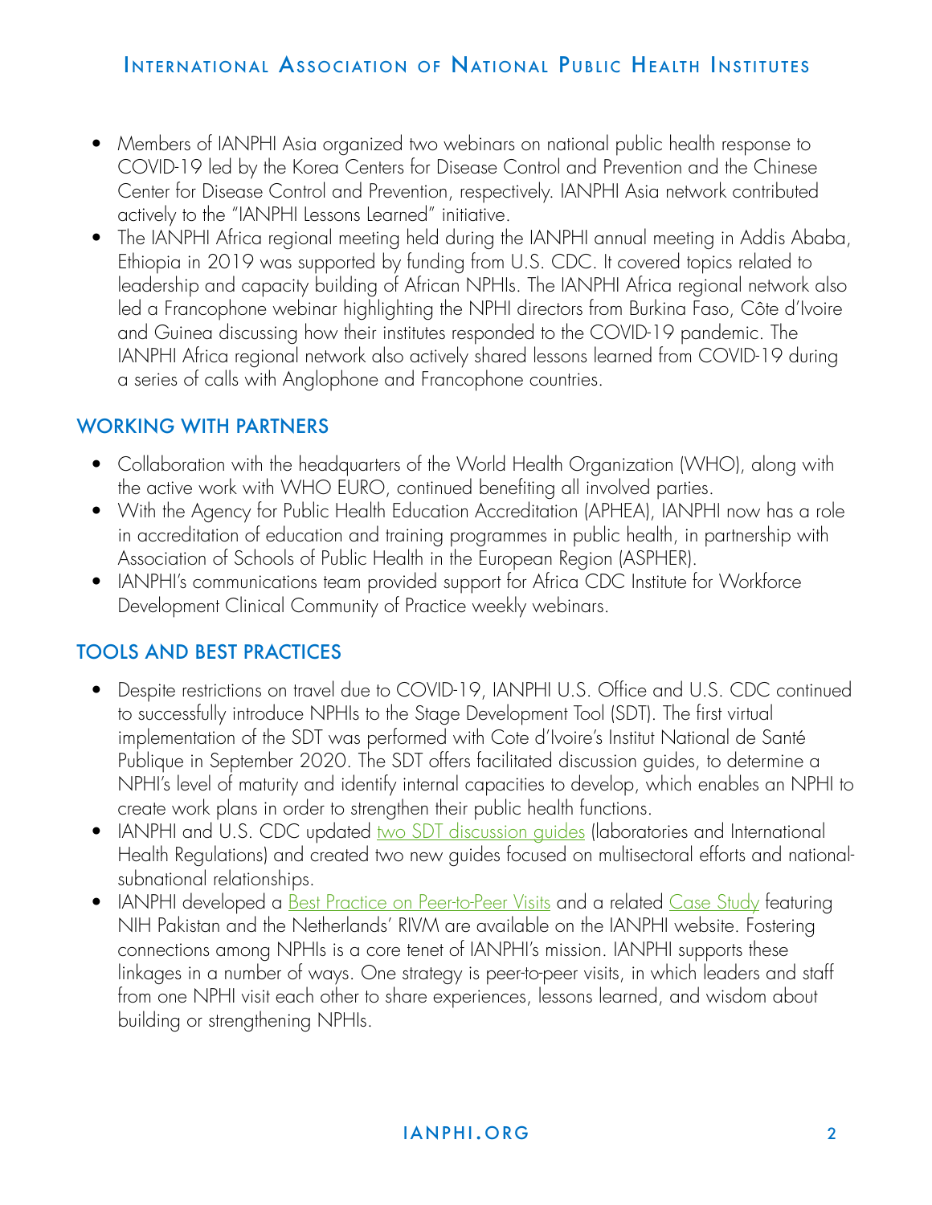- Members of IANPHI Asia organized two webinars on national public health response to COVID-19 led by the Korea Centers for Disease Control and Prevention and the Chinese Center for Disease Control and Prevention, respectively. IANPHI Asia network contributed actively to the "IANPHI Lessons Learned" initiative.
- The IANPHI Africa regional meeting held during the IANPHI annual meeting in Addis Ababa, Ethiopia in 2019 was supported by funding from U.S. CDC. It covered topics related to leadership and capacity building of African NPHIs. The IANPHI Africa regional network also led a Francophone webinar highlighting the NPHI directors from Burkina Faso, Côte d'Ivoire and Guinea discussing how their institutes responded to the COVID-19 pandemic. The IANPHI Africa regional network also actively shared lessons learned from COVID-19 during a series of calls with Anglophone and Francophone countries.

## WORKING WITH PARTNERS

- Collaboration with the headquarters of the World Health Organization (WHO), along with the active work with WHO EURO, continued benefiting all involved parties.
- With the Agency for Public Health Education Accreditation (APHEA), IANPHI now has a role in accreditation of education and training programmes in public health, in partnership with Association of Schools of Public Health in the European Region (ASPHER).
- IANPHI's communications team provided support for Africa CDC Institute for Workforce Development Clinical Community of Practice weekly webinars.

## TOOLS AND BEST PRACTICES

- Despite restrictions on travel due to COVID-19, IANPHI U.S. Office and U.S. CDC continued to successfully introduce NPHIs to the Stage Development Tool (SDT). The first virtual implementation of the SDT was performed with Cote d'Ivoire's Institut National de Santé Publique in September 2020. The SDT offers facilitated discussion guides, to determine a NPHI's level of maturity and identify internal capacities to develop, which enables an NPHI to create work plans in order to strengthen their public health functions.
- IANPHI and U.S. CDC updated two SDT discussion guides (laboratories and International Health Regulations) and created two new guides focused on multisectoral efforts and national-subnational relationships.
- IANPHI developed a Best Practice on Peer-to-Peer Visits and a related Case Study featuring NIH Pakistan and the Netherlands' RIVM are available on the IANPHI website. Fostering connections among NPHIs is a core tenet of IANPHI's mission. IANPHI supports these linkages in a number of ways. One strategy is peer-to-peer visits, in which leaders and staff from one NPHI visit each other to share experiences, lessons learned, and wisdom about building or strengthening NPHIs.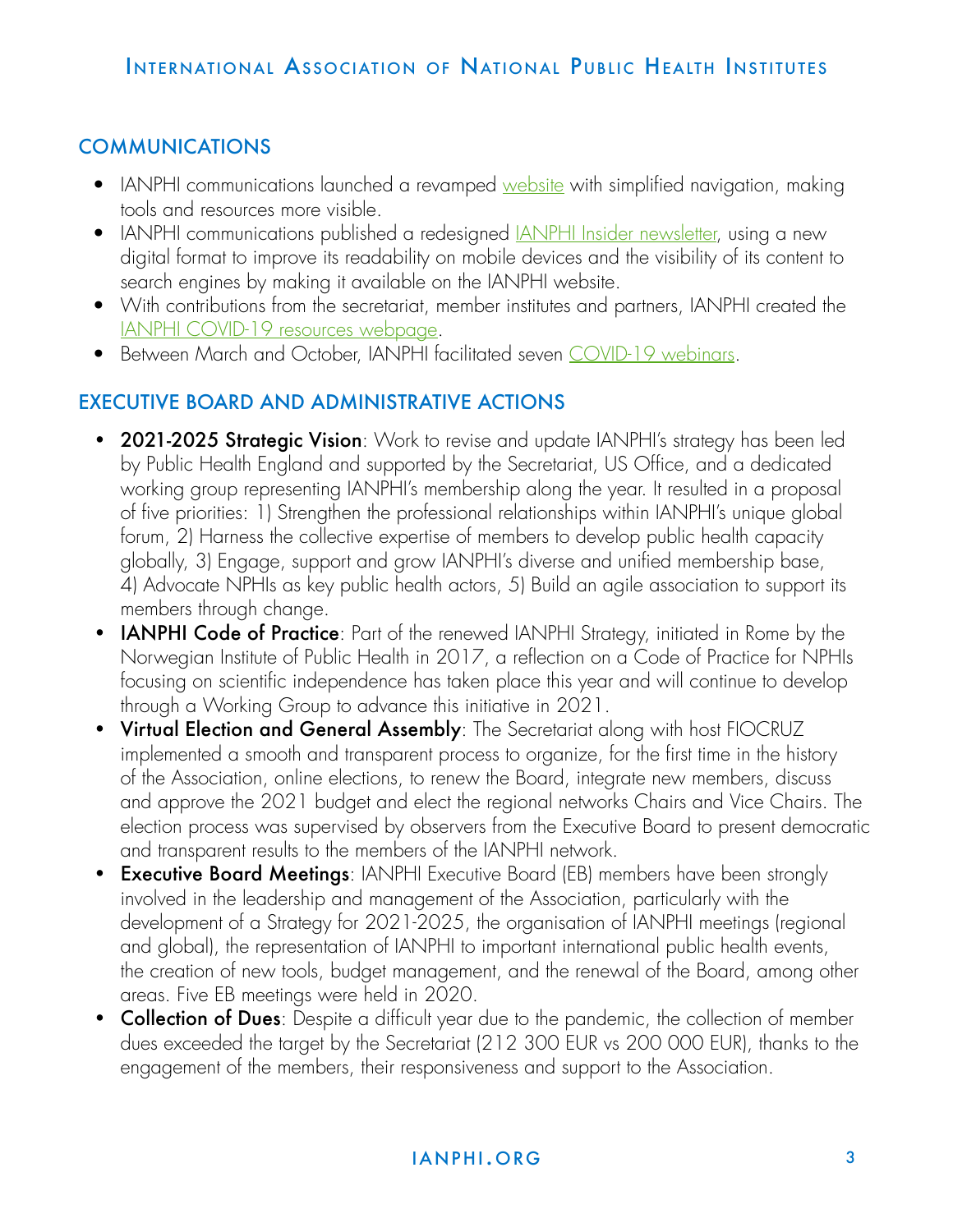## COMMUNICATIONS

- IANPHI communications launched a revamped website with simplified navigation, making tools and resources more visible.
- IANPHI communications published a redesigned IANPHI Insider newsletter, using a new digital format to improve its readability on mobile devices and the visibility of its content to search engines by making it available on the IANPHI website.
- With contributions from the secretariat, member institutes and partners, IANPHI created the IANPHI COVID-19 resources webpage.
- Between March and October, IANPHI facilitated seven COVID-19 webinars.

## EXECUTIVE BOARD AND ADMINISTRATIVE ACTIONS

- **2021-2025 Strategic Vision**: Work to revise and update IANPHI's strategy has been led by Public Health England and supported by the Secretariat, US Office, and a dedicated working group representing IANPHI's membership along the year. It resulted in a proposal of five priorities: 1) Strengthen the professional relationships within IANPHI's unique global forum, 2) Harness the collective expertise of members to develop public health capacity globally, 3) Engage, support and grow IANPHI's diverse and unified membership base, 4) Advocate NPHIs as key public health actors, 5) Build an agile association to support its members through change.
- **IANPHI Code of Practice**: Part of the renewed IANPHI Strategy, initiated in Rome by the Norwegian Institute of Public Health in 2017, a reflection on a Code of Practice for NPHIs focusing on scientific independence has taken place this year and will continue to develop through a Working Group to advance this initiative in 2021.
- **Virtual Election and General Assembly**: The Secretariat along with host FIOCRUZ implemented a smooth and transparent process to organize, for the first time in the history of the Association, online elections, to renew the Board, integrate new members, discuss and approve the 2021 budget and elect the regional networks Chairs and Vice Chairs. The election process was supervised by observers from the Executive Board to present democratic and transparent results to the members of the IANPHI network.
- **Executive Board Meetings**: IANPHI Executive Board (EB) members have been strongly involved in the leadership and management of the Association, particularly with the development of a Strategy for 2021-2025, the organisation of IANPHI meetings (regional and global), the representation of IANPHI to important international public health events, the creation of new tools, budget management, and the renewal of the Board, among other areas. Five EB meetings were held in 2020.
- **Collection of Dues**: Despite a difficult year due to the pandemic, the collection of member dues exceeded the target by the Secretariat (212 300 EUR vs 200 000 EUR), thanks to the engagement of the members, their responsiveness and support to the Association.